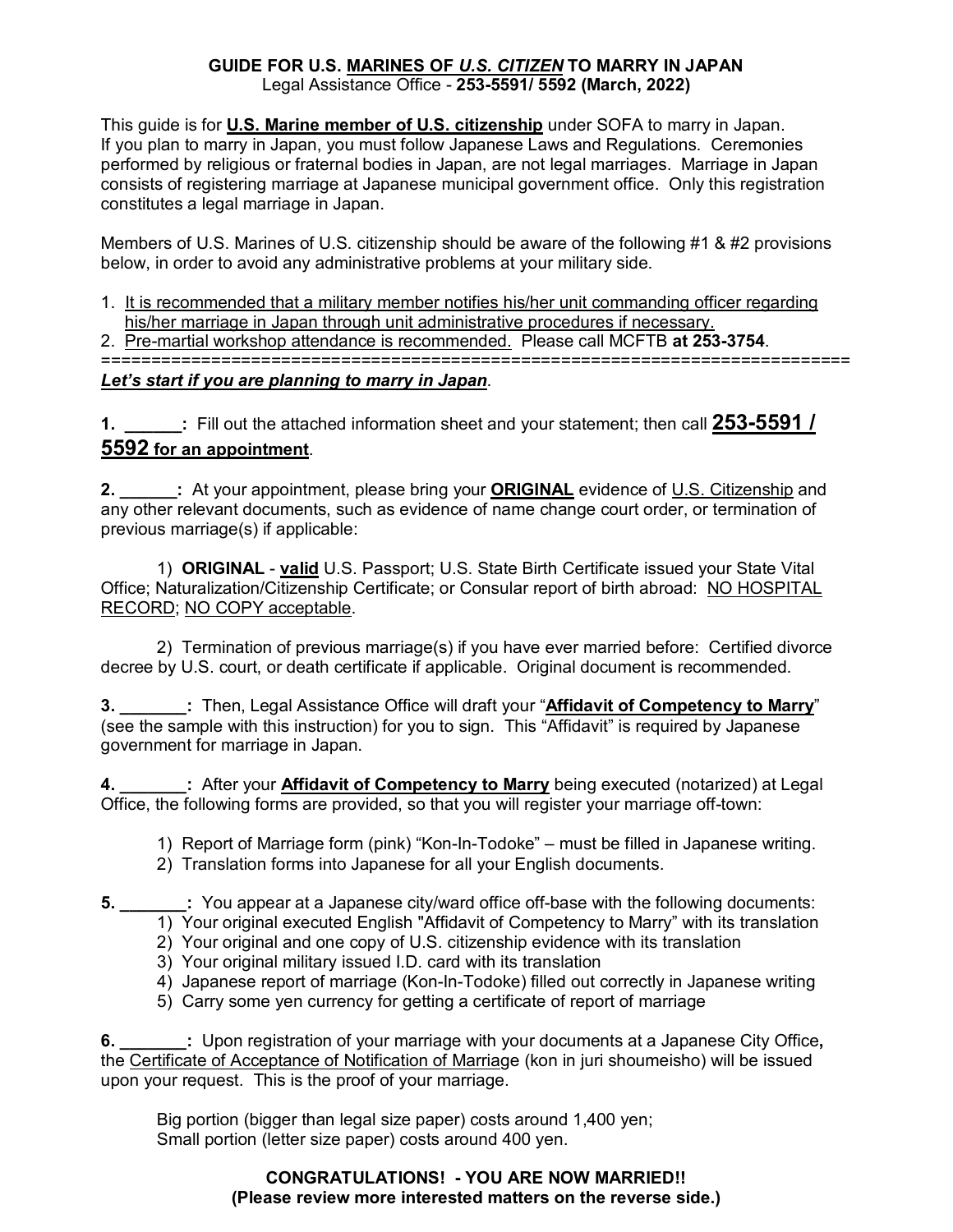# GUIDE FOR U.S. MARINES OF *U.S. CITIZEN* TO MARRY IN JAPAN

Legal Assistance Office - **253-5591/ 5592 (March, 2022)**

This guide is for **U.S. Marine member of U.S. citizenship** under SOFA to marry in Japan. If you plan to marry in Japan, you must follow Japanese Laws and Regulations. Ceremonies performed by religious or fraternal bodies in Japan, are not legal marriages. Marriage in Japan consists of registering marriage at Japanese municipal government office. Only this registration constitutes a legal marriage in Japan.

Members of U.S. Marines of U.S. citizenship should be aware of the following #1 & #2 provisions below, in order to avoid any administrative problems at your military side.

1. It is recommended that a military member notifies his/her unit commanding officer regarding his/her marriage in Japan through unit administrative procedures if necessary.
2. Pre-martial workshop attendance is recommended. Please call MCFTB **at 253-3754**.

==========================================================================

***Let's start if you are planning to marry in Japan.***

**1. ______:** Fill out the attached information sheet and your statement; then call **253-5591 / 5592 for an appointment**.

**2. ______:** At your appointment, please bring your **ORIGINAL** evidence of U.S. Citizenship and any other relevant documents, such as evidence of name change court order, or termination of previous marriage(s) if applicable:

1) **ORIGINAL** - **valid** U.S. Passport; U.S. State Birth Certificate issued your State Vital Office; Naturalization/Citizenship Certificate; or Consular report of birth abroad: NO HOSPITAL RECORD; NO COPY acceptable.

2) Termination of previous marriage(s) if you have ever married before: Certified divorce decree by U.S. court, or death certificate if applicable. Original document is recommended.

**3. _______:** Then, Legal Assistance Office will draft your "**Affidavit of Competency to Marry**" (see the sample with this instruction) for you to sign. This "Affidavit" is required by Japanese government for marriage in Japan.

**4. _______:** After your **Affidavit of Competency to Marry** being executed (notarized) at Legal Office, the following forms are provided, so that you will register your marriage off-town:

1) Report of Marriage form (pink) "Kon-In-Todoke" – must be filled in Japanese writing.
2) Translation forms into Japanese for all your English documents.

**5. _______:** You appear at a Japanese city/ward office off-base with the following documents:

1) Your original executed English "Affidavit of Competency to Marry" with its translation
2) Your original and one copy of U.S. citizenship evidence with its translation
3) Your original military issued I.D. card with its translation
4) Japanese report of marriage (Kon-In-Todoke) filled out correctly in Japanese writing
5) Carry some yen currency for getting a certificate of report of marriage

**6. _______:** Upon registration of your marriage with your documents at a Japanese City Office**,** the Certificate of Acceptance of Notification of Marriage (kon in juri shoumeisho) will be issued upon your request. This is the proof of your marriage.

Big portion (bigger than legal size paper) costs around 1,400 yen;
Small portion (letter size paper) costs around 400 yen.

**CONGRATULATIONS! - YOU ARE NOW MARRIED!!**
**(Please review more interested matters on the reverse side.)**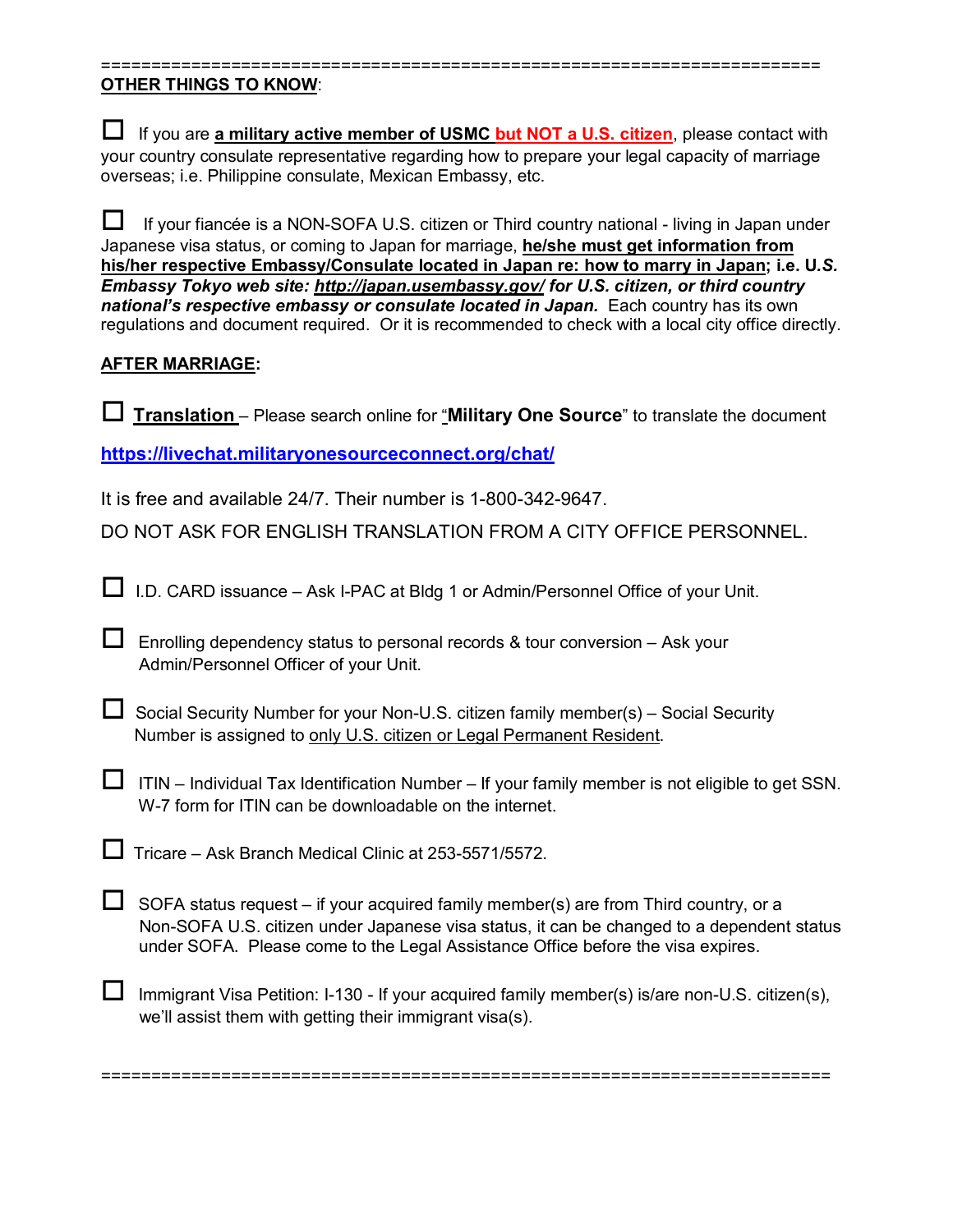===================================================================

**OTHER THINGS TO KNOW**:

- ☐ If you are **a military active member of USMC but NOT a U.S. citizen**, please contact with your country consulate representative regarding how to prepare your legal capacity of marriage overseas; i.e. Philippine consulate, Mexican Embassy, etc.

- ☐ If your fiancée is a NON-SOFA U.S. citizen or Third country national - living in Japan under Japanese visa status, or coming to Japan for marriage, **he/she must get information from his/her respective Embassy/Consulate located in Japan re: how to marry in Japan; i.e. *U.S. Embassy Tokyo web site: http://japan.usembassy.gov/ for U.S. citizen, or third country national's respective embassy or consulate located in Japan.*** Each country has its own regulations and document required. Or it is recommended to check with a local city office directly.

**AFTER MARRIAGE:**

- ☐ **Translation** – Please search online for "**Military One Source**" to translate the document

**https://livechat.militaryonesourceconnect.org/chat/**

It is free and available 24/7. Their number is 1-800-342-9647.

DO NOT ASK FOR ENGLISH TRANSLATION FROM A CITY OFFICE PERSONNEL.

- ☐ I.D. CARD issuance – Ask I-PAC at Bldg 1 or Admin/Personnel Office of your Unit.

- ☐ Enrolling dependency status to personal records & tour conversion – Ask your Admin/Personnel Officer of your Unit.

- ☐ Social Security Number for your Non-U.S. citizen family member(s) – Social Security Number is assigned to only U.S. citizen or Legal Permanent Resident.

- ☐ ITIN – Individual Tax Identification Number – If your family member is not eligible to get SSN. W-7 form for ITIN can be downloadable on the internet.

- ☐ Tricare – Ask Branch Medical Clinic at 253-5571/5572.

- ☐ SOFA status request – if your acquired family member(s) are from Third country, or a Non-SOFA U.S. citizen under Japanese visa status, it can be changed to a dependent status under SOFA. Please come to the Legal Assistance Office before the visa expires.

- ☐ Immigrant Visa Petition: I-130 - If your acquired family member(s) is/are non-U.S. citizen(s), we'll assist them with getting their immigrant visa(s).

===================================================================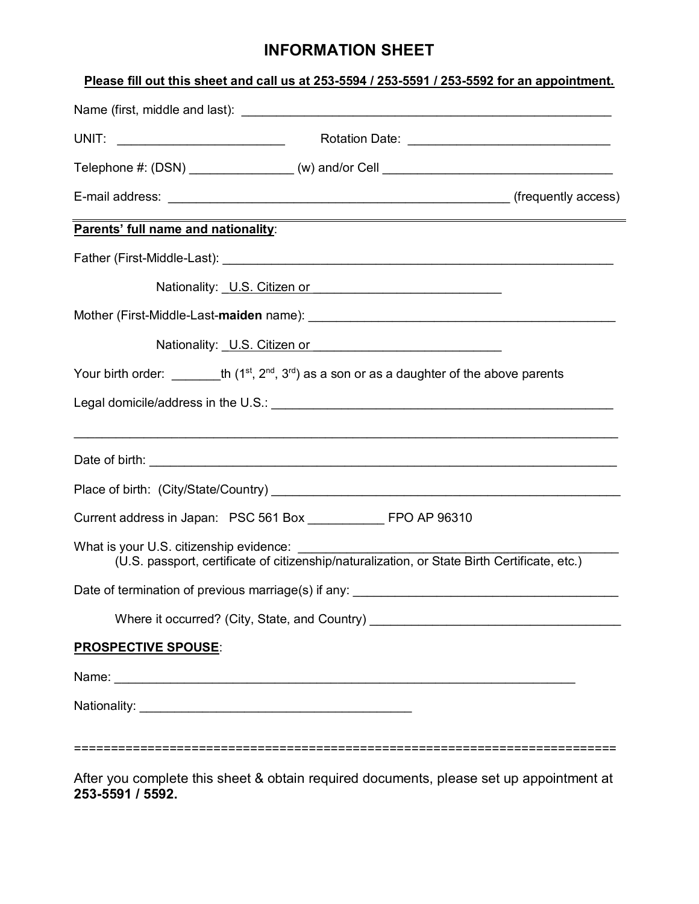# INFORMATION SHEET

**Please fill out this sheet and call us at 253-5594 / 253-5591 / 253-5592 for an appointment.**

Name (first, middle and last): ______________________________________________________

UNIT: ________________________ Rotation Date: ____________________________

Telephone #: (DSN) ______________ (w) and/or Cell __________________________________

E-mail address: _________________________________________________ (frequently access)

---

**Parents' full name and nationality**:

Father (First-Middle-Last): _______________________________________________________

Nationality: U.S. Citizen or ___________________________

Mother (First-Middle-Last-**maiden** name): ____________________________________________

Nationality: U.S. Citizen or ___________________________

Your birth order: _______th (1st, 2nd, 3rd) as a son or as a daughter of the above parents

Legal domicile/address in the U.S.: ____________________________________________________

_____________________________________________________________________________

Date of birth: ___________________________________________________________________

Place of birth: (City/State/Country) ____________________________________________________

Current address in Japan: PSC 561 Box ___________ FPO AP 96310

What is your U.S. citizenship evidence: ____________________________________________
(U.S. passport, certificate of citizenship/naturalization, or State Birth Certificate, etc.)

Date of termination of previous marriage(s) if any: _____________________________________

Where it occurred? (City, State, and Country) ___________________________________

**PROSPECTIVE SPOUSE**:

Name: _________________________________________________________________

Nationality: _______________________________________

==========================================================================

After you complete this sheet & obtain required documents, please set up appointment at **253-5591 / 5592.**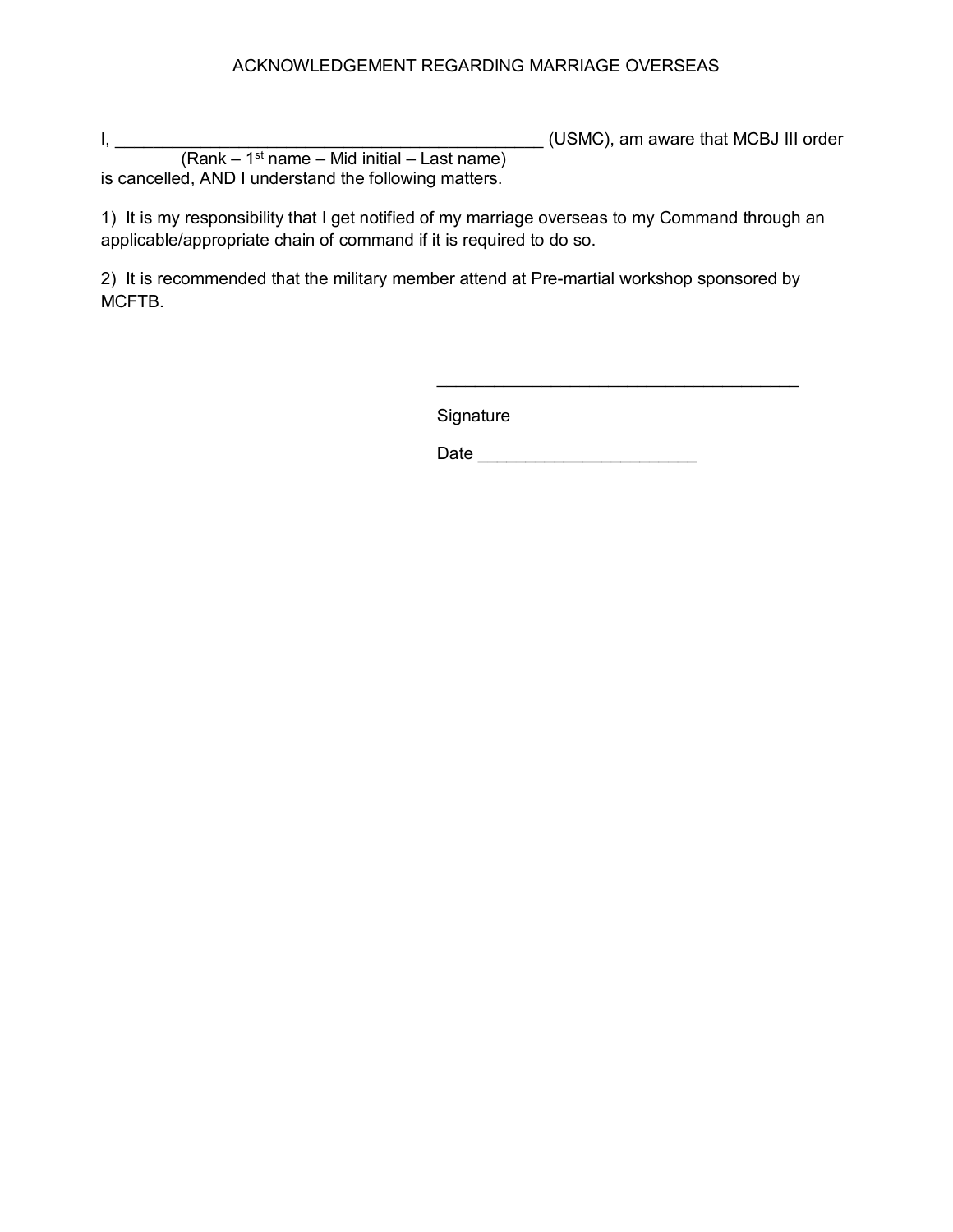# ACKNOWLEDGEMENT REGARDING MARRIAGE OVERSEAS

I, _____________________________________________ (USMC), am aware that MCBJ III order
(Rank – 1st name – Mid initial – Last name)
is cancelled, AND I understand the following matters.

1) It is my responsibility that I get notified of my marriage overseas to my Command through an applicable/appropriate chain of command if it is required to do so.

2) It is recommended that the military member attend at Pre-martial workshop sponsored by MCFTB.

______________________________________

Signature

Date ______________________